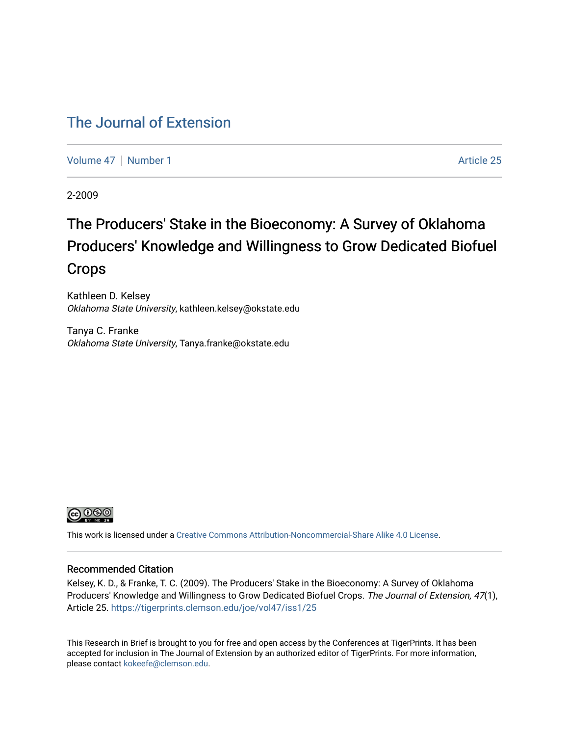# The Journal of Extension

Volume 47 | Number 1 | Article 25

2-2009

## The Producers' Stake in the Bioeconomy: A Survey of Oklahoma Producers' Knowledge and Willingness to Grow Dedicated Biofuel Crops

Kathleen D. Kelsey
*Oklahoma State University*, kathleen.kelsey@okstate.edu

Tanya C. Franke
*Oklahoma State University*, Tanya.franke@okstate.edu

This work is licensed under a Creative Commons Attribution-Noncommercial-Share Alike 4.0 License.

### Recommended Citation

Kelsey, K. D., & Franke, T. C. (2009). The Producers' Stake in the Bioeconomy: A Survey of Oklahoma Producers' Knowledge and Willingness to Grow Dedicated Biofuel Crops. *The Journal of Extension, 47*(1), Article 25. https://tigerprints.clemson.edu/joe/vol47/iss1/25

This Research in Brief is brought to you for free and open access by the Conferences at TigerPrints. It has been accepted for inclusion in The Journal of Extension by an authorized editor of TigerPrints. For more information, please contact kokeefe@clemson.edu.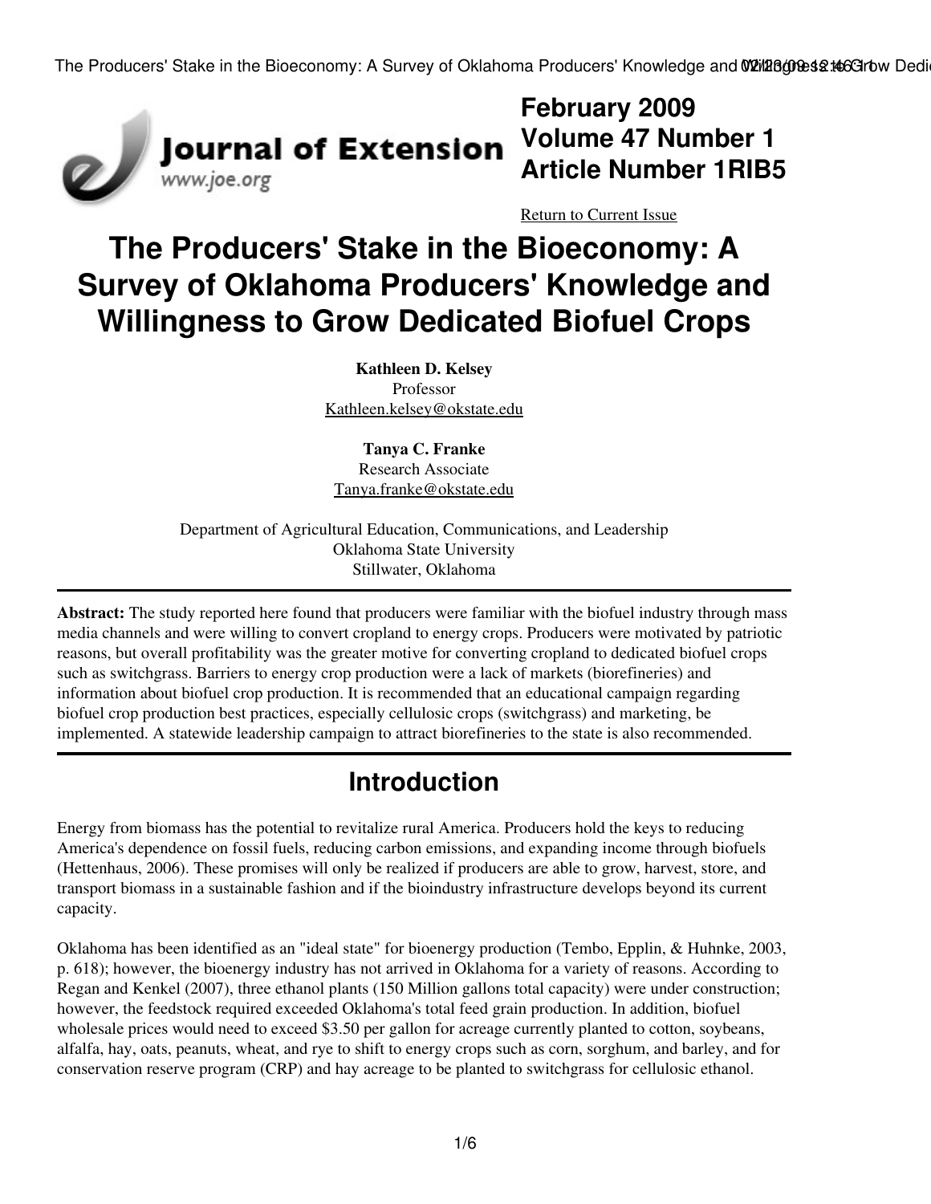February 2009
Volume 47 Number 1
Article Number 1RIB5

Return to Current Issue

# The Producers' Stake in the Bioeconomy: A Survey of Oklahoma Producers' Knowledge and Willingness to Grow Dedicated Biofuel Crops

**Kathleen D. Kelsey**
Professor
Kathleen.kelsey@okstate.edu

**Tanya C. Franke**
Research Associate
Tanya.franke@okstate.edu

Department of Agricultural Education, Communications, and Leadership
Oklahoma State University
Stillwater, Oklahoma

**Abstract:** The study reported here found that producers were familiar with the biofuel industry through mass media channels and were willing to convert cropland to energy crops. Producers were motivated by patriotic reasons, but overall profitability was the greater motive for converting cropland to dedicated biofuel crops such as switchgrass. Barriers to energy crop production were a lack of markets (biorefineries) and information about biofuel crop production. It is recommended that an educational campaign regarding biofuel crop production best practices, especially cellulosic crops (switchgrass) and marketing, be implemented. A statewide leadership campaign to attract biorefineries to the state is also recommended.

## Introduction

Energy from biomass has the potential to revitalize rural America. Producers hold the keys to reducing America's dependence on fossil fuels, reducing carbon emissions, and expanding income through biofuels (Hettenhaus, 2006). These promises will only be realized if producers are able to grow, harvest, store, and transport biomass in a sustainable fashion and if the bioindustry infrastructure develops beyond its current capacity.

Oklahoma has been identified as an "ideal state" for bioenergy production (Tembo, Epplin, & Huhnke, 2003, p. 618); however, the bioenergy industry has not arrived in Oklahoma for a variety of reasons. According to Regan and Kenkel (2007), three ethanol plants (150 Million gallons total capacity) were under construction; however, the feedstock required exceeded Oklahoma's total feed grain production. In addition, biofuel wholesale prices would need to exceed $3.50 per gallon for acreage currently planted to cotton, soybeans, alfalfa, hay, oats, peanuts, wheat, and rye to shift to energy crops such as corn, sorghum, and barley, and for conservation reserve program (CRP) and hay acreage to be planted to switchgrass for cellulosic ethanol.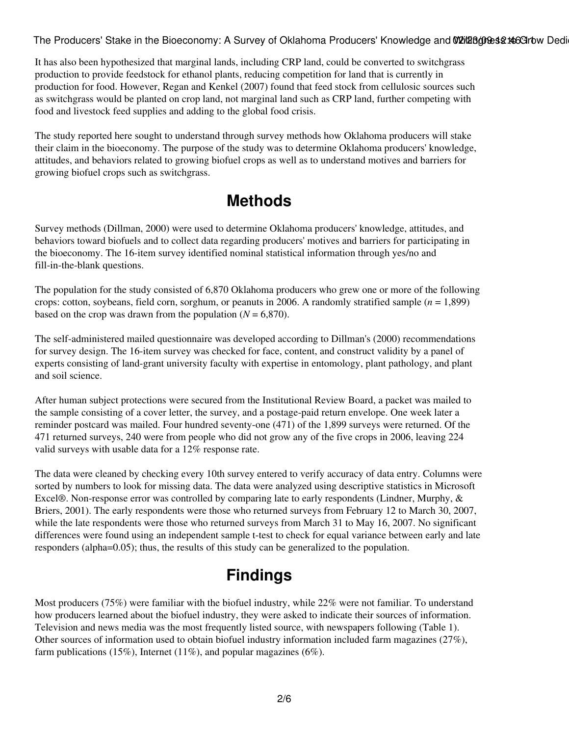It has also been hypothesized that marginal lands, including CRP land, could be converted to switchgrass production to provide feedstock for ethanol plants, reducing competition for land that is currently in production for food. However, Regan and Kenkel (2007) found that feed stock from cellulosic sources such as switchgrass would be planted on crop land, not marginal land such as CRP land, further competing with food and livestock feed supplies and adding to the global food crisis.

The study reported here sought to understand through survey methods how Oklahoma producers will stake their claim in the bioeconomy. The purpose of the study was to determine Oklahoma producers' knowledge, attitudes, and behaviors related to growing biofuel crops as well as to understand motives and barriers for growing biofuel crops such as switchgrass.

## Methods

Survey methods (Dillman, 2000) were used to determine Oklahoma producers' knowledge, attitudes, and behaviors toward biofuels and to collect data regarding producers' motives and barriers for participating in the bioeconomy. The 16-item survey identified nominal statistical information through yes/no and fill-in-the-blank questions.

The population for the study consisted of 6,870 Oklahoma producers who grew one or more of the following crops: cotton, soybeans, field corn, sorghum, or peanuts in 2006. A randomly stratified sample ($n$ = 1,899) based on the crop was drawn from the population ($N$ = 6,870).

The self-administered mailed questionnaire was developed according to Dillman's (2000) recommendations for survey design. The 16-item survey was checked for face, content, and construct validity by a panel of experts consisting of land-grant university faculty with expertise in entomology, plant pathology, and plant and soil science.

After human subject protections were secured from the Institutional Review Board, a packet was mailed to the sample consisting of a cover letter, the survey, and a postage-paid return envelope. One week later a reminder postcard was mailed. Four hundred seventy-one (471) of the 1,899 surveys were returned. Of the 471 returned surveys, 240 were from people who did not grow any of the five crops in 2006, leaving 224 valid surveys with usable data for a 12% response rate.

The data were cleaned by checking every 10th survey entered to verify accuracy of data entry. Columns were sorted by numbers to look for missing data. The data were analyzed using descriptive statistics in Microsoft Excel®. Non-response error was controlled by comparing late to early respondents (Lindner, Murphy, & Briers, 2001). The early respondents were those who returned surveys from February 12 to March 30, 2007, while the late respondents were those who returned surveys from March 31 to May 16, 2007. No significant differences were found using an independent sample t-test to check for equal variance between early and late responders (alpha=0.05); thus, the results of this study can be generalized to the population.

## Findings

Most producers (75%) were familiar with the biofuel industry, while 22% were not familiar. To understand how producers learned about the biofuel industry, they were asked to indicate their sources of information. Television and news media was the most frequently listed source, with newspapers following (Table 1). Other sources of information used to obtain biofuel industry information included farm magazines (27%), farm publications (15%), Internet (11%), and popular magazines (6%).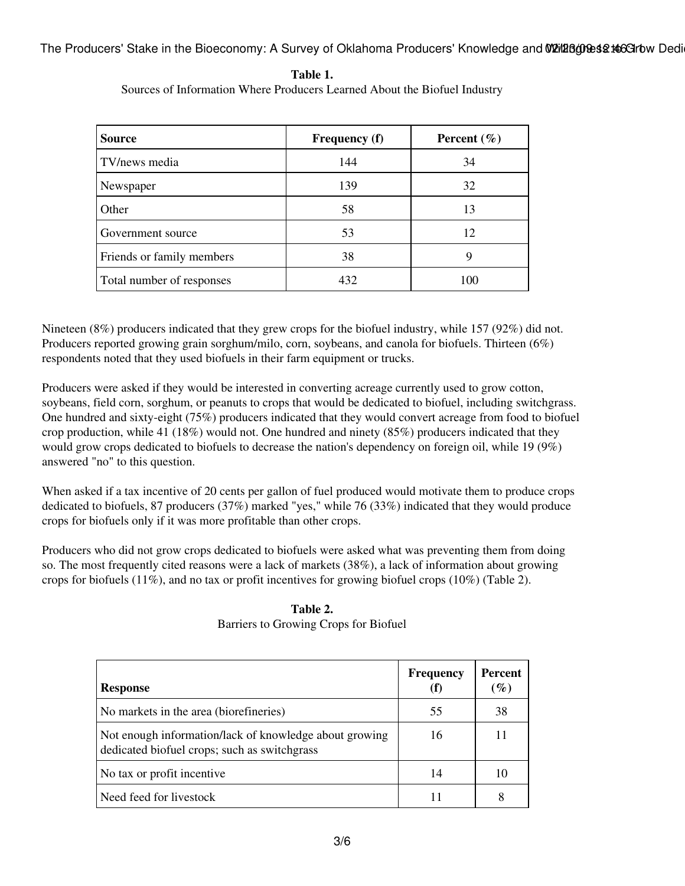**Table 1.**
Sources of Information Where Producers Learned About the Biofuel Industry

| Source | Frequency (f) | Percent (%) |
|---|---|---|
| TV/news media | 144 | 34 |
| Newspaper | 139 | 32 |
| Other | 58 | 13 |
| Government source | 53 | 12 |
| Friends or family members | 38 | 9 |
| Total number of responses | 432 | 100 |

Nineteen (8%) producers indicated that they grew crops for the biofuel industry, while 157 (92%) did not. Producers reported growing grain sorghum/milo, corn, soybeans, and canola for biofuels. Thirteen (6%) respondents noted that they used biofuels in their farm equipment or trucks.

Producers were asked if they would be interested in converting acreage currently used to grow cotton, soybeans, field corn, sorghum, or peanuts to crops that would be dedicated to biofuel, including switchgrass. One hundred and sixty-eight (75%) producers indicated that they would convert acreage from food to biofuel crop production, while 41 (18%) would not. One hundred and ninety (85%) producers indicated that they would grow crops dedicated to biofuels to decrease the nation's dependency on foreign oil, while 19 (9%) answered "no" to this question.

When asked if a tax incentive of 20 cents per gallon of fuel produced would motivate them to produce crops dedicated to biofuels, 87 producers (37%) marked "yes," while 76 (33%) indicated that they would produce crops for biofuels only if it was more profitable than other crops.

Producers who did not grow crops dedicated to biofuels were asked what was preventing them from doing so. The most frequently cited reasons were a lack of markets (38%), a lack of information about growing crops for biofuels (11%), and no tax or profit incentives for growing biofuel crops (10%) (Table 2).

**Table 2.**
Barriers to Growing Crops for Biofuel

| Response | Frequency (f) | Percent (%) |
|---|---|---|
| No markets in the area (biorefineries) | 55 | 38 |
| Not enough information/lack of knowledge about growing dedicated biofuel crops; such as switchgrass | 16 | 11 |
| No tax or profit incentive | 14 | 10 |
| Need feed for livestock | 11 | 8 |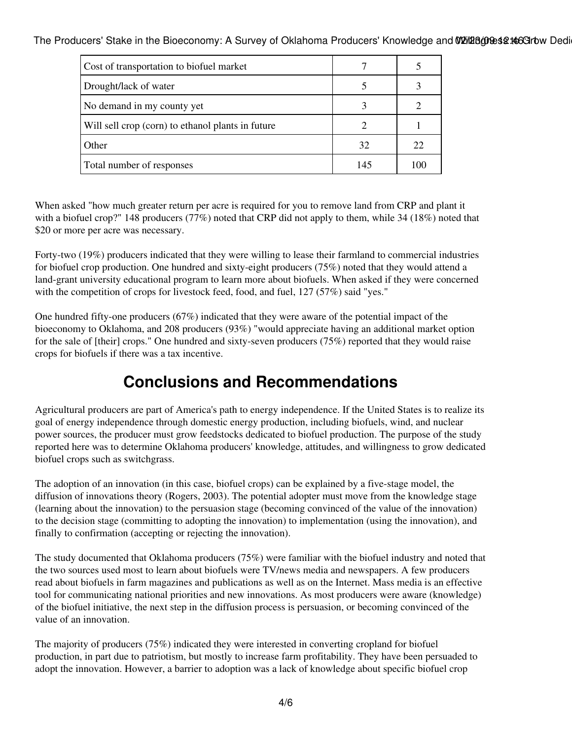| | | |
|---|---|---|
| Cost of transportation to biofuel market | 7 | 5 |
| Drought/lack of water | 5 | 3 |
| No demand in my county yet | 3 | 2 |
| Will sell crop (corn) to ethanol plants in future | 2 | 1 |
| Other | 32 | 22 |
| Total number of responses | 145 | 100 |

When asked "how much greater return per acre is required for you to remove land from CRP and plant it with a biofuel crop?" 148 producers (77%) noted that CRP did not apply to them, while 34 (18%) noted that $20 or more per acre was necessary.

Forty-two (19%) producers indicated that they were willing to lease their farmland to commercial industries for biofuel crop production. One hundred and sixty-eight producers (75%) noted that they would attend a land-grant university educational program to learn more about biofuels. When asked if they were concerned with the competition of crops for livestock feed, food, and fuel, 127 (57%) said "yes."

One hundred fifty-one producers (67%) indicated that they were aware of the potential impact of the bioeconomy to Oklahoma, and 208 producers (93%) "would appreciate having an additional market option for the sale of [their] crops." One hundred and sixty-seven producers (75%) reported that they would raise crops for biofuels if there was a tax incentive.

## Conclusions and Recommendations

Agricultural producers are part of America's path to energy independence. If the United States is to realize its goal of energy independence through domestic energy production, including biofuels, wind, and nuclear power sources, the producer must grow feedstocks dedicated to biofuel production. The purpose of the study reported here was to determine Oklahoma producers' knowledge, attitudes, and willingness to grow dedicated biofuel crops such as switchgrass.

The adoption of an innovation (in this case, biofuel crops) can be explained by a five-stage model, the diffusion of innovations theory (Rogers, 2003). The potential adopter must move from the knowledge stage (learning about the innovation) to the persuasion stage (becoming convinced of the value of the innovation) to the decision stage (committing to adopting the innovation) to implementation (using the innovation), and finally to confirmation (accepting or rejecting the innovation).

The study documented that Oklahoma producers (75%) were familiar with the biofuel industry and noted that the two sources used most to learn about biofuels were TV/news media and newspapers. A few producers read about biofuels in farm magazines and publications as well as on the Internet. Mass media is an effective tool for communicating national priorities and new innovations. As most producers were aware (knowledge) of the biofuel initiative, the next step in the diffusion process is persuasion, or becoming convinced of the value of an innovation.

The majority of producers (75%) indicated they were interested in converting cropland for biofuel production, in part due to patriotism, but mostly to increase farm profitability. They have been persuaded to adopt the innovation. However, a barrier to adoption was a lack of knowledge about specific biofuel crop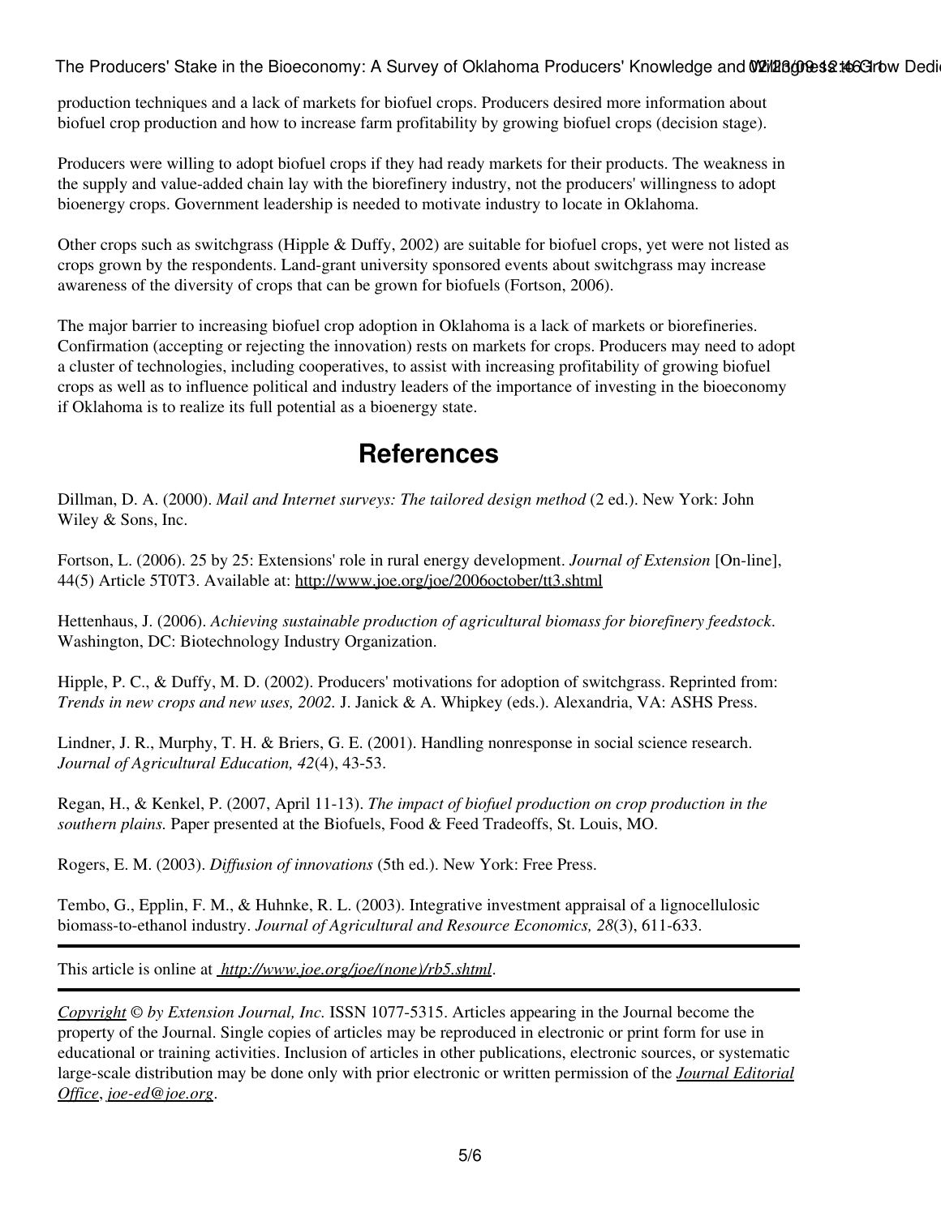production techniques and a lack of markets for biofuel crops. Producers desired more information about biofuel crop production and how to increase farm profitability by growing biofuel crops (decision stage).

Producers were willing to adopt biofuel crops if they had ready markets for their products. The weakness in the supply and value-added chain lay with the biorefinery industry, not the producers' willingness to adopt bioenergy crops. Government leadership is needed to motivate industry to locate in Oklahoma.

Other crops such as switchgrass (Hipple & Duffy, 2002) are suitable for biofuel crops, yet were not listed as crops grown by the respondents. Land-grant university sponsored events about switchgrass may increase awareness of the diversity of crops that can be grown for biofuels (Fortson, 2006).

The major barrier to increasing biofuel crop adoption in Oklahoma is a lack of markets or biorefineries. Confirmation (accepting or rejecting the innovation) rests on markets for crops. Producers may need to adopt a cluster of technologies, including cooperatives, to assist with increasing profitability of growing biofuel crops as well as to influence political and industry leaders of the importance of investing in the bioeconomy if Oklahoma is to realize its full potential as a bioenergy state.

## References

Dillman, D. A. (2000). *Mail and Internet surveys: The tailored design method* (2 ed.). New York: John Wiley & Sons, Inc.

Fortson, L. (2006). 25 by 25: Extensions' role in rural energy development. *Journal of Extension* [On-line], 44(5) Article 5T0T3. Available at: http://www.joe.org/joe/2006october/tt3.shtml

Hettenhaus, J. (2006). *Achieving sustainable production of agricultural biomass for biorefinery feedstock*. Washington, DC: Biotechnology Industry Organization.

Hipple, P. C., & Duffy, M. D. (2002). Producers' motivations for adoption of switchgrass. Reprinted from: *Trends in new crops and new uses, 2002.* J. Janick & A. Whipkey (eds.). Alexandria, VA: ASHS Press.

Lindner, J. R., Murphy, T. H. & Briers, G. E. (2001). Handling nonresponse in social science research. *Journal of Agricultural Education, 42*(4), 43-53.

Regan, H., & Kenkel, P. (2007, April 11-13). *The impact of biofuel production on crop production in the southern plains.* Paper presented at the Biofuels, Food & Feed Tradeoffs, St. Louis, MO.

Rogers, E. M. (2003). *Diffusion of innovations* (5th ed.). New York: Free Press.

Tembo, G., Epplin, F. M., & Huhnke, R. L. (2003). Integrative investment appraisal of a lignocellulosic biomass-to-ethanol industry. *Journal of Agricultural and Resource Economics, 28*(3), 611-633.

---

This article is online at *http://www.joe.org/joe/(none)/rb5.shtml*.

---

*Copyright © by Extension Journal, Inc.* ISSN 1077-5315. Articles appearing in the Journal become the property of the Journal. Single copies of articles may be reproduced in electronic or print form for use in educational or training activities. Inclusion of articles in other publications, electronic sources, or systematic large-scale distribution may be done only with prior electronic or written permission of the *Journal Editorial Office*, *joe-ed@joe.org*.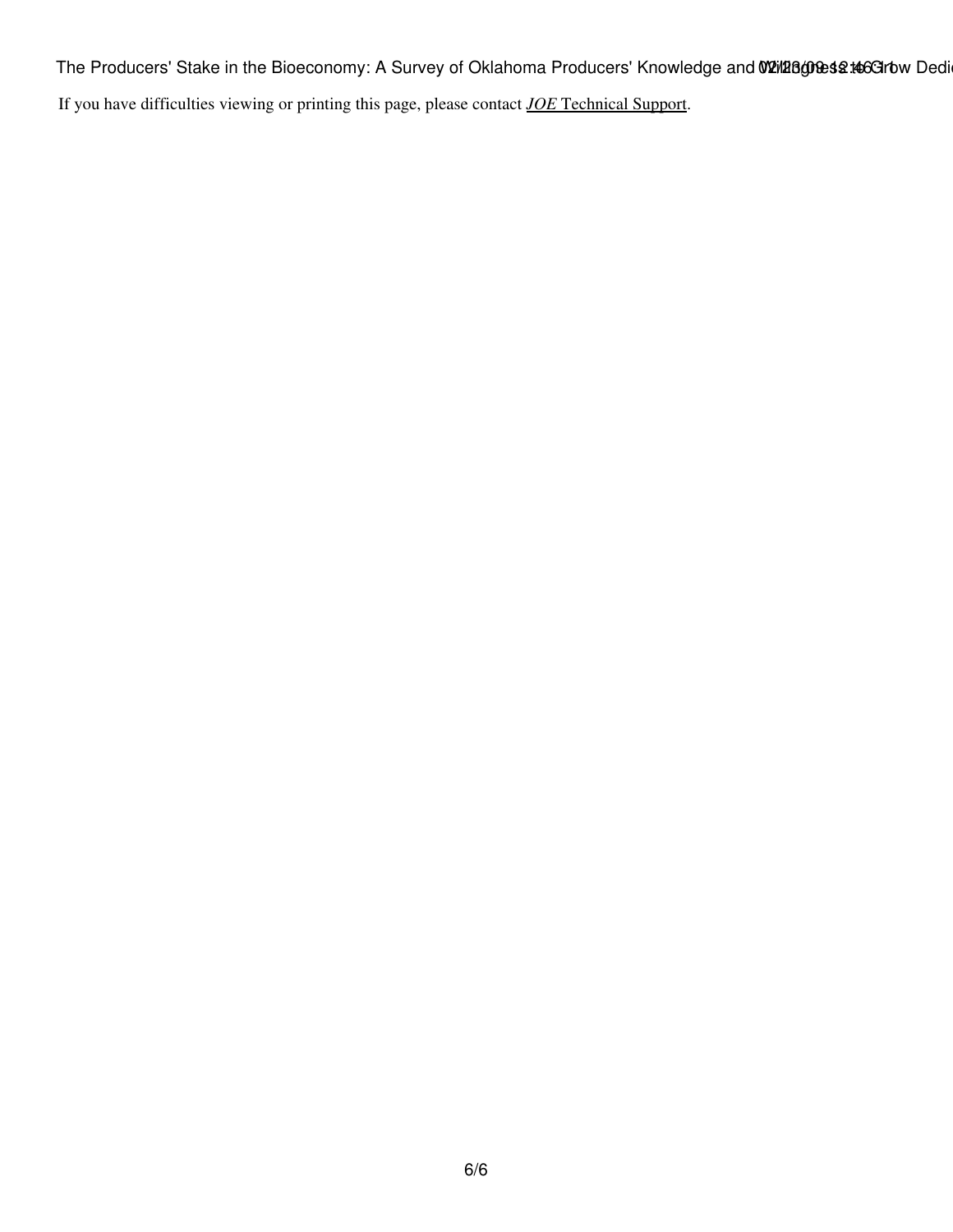If you have difficulties viewing or printing this page, please contact *JOE* Technical Support.